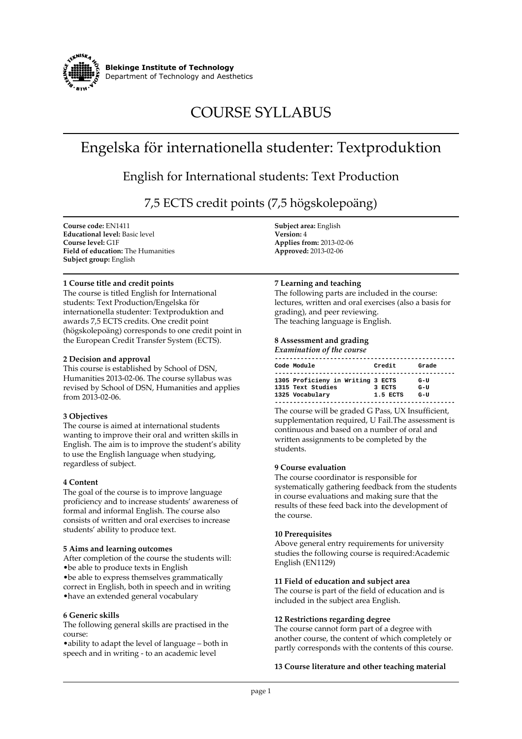**Blekinge Institute of Technology**
Department of Technology and Aesthetics

# COURSE SYLLABUS

# Engelska för internationella studenter: Textproduktion

## English for International students: Text Production

## 7,5 ECTS credit points (7,5 högskolepoäng)

**Course code:** EN1411
**Educational level:** Basic level
**Course level:** G1F
**Field of education:** The Humanities
**Subject group:** English

**Subject area:** English
**Version:** 4
**Applies from:** 2013-02-06
**Approved:** 2013-02-06

### 1 Course title and credit points

The course is titled English for International students: Text Production/Engelska för internationella studenter: Textproduktion and awards 7,5 ECTS credits. One credit point (högskolepoäng) corresponds to one credit point in the European Credit Transfer System (ECTS).

### 2 Decision and approval

This course is established by School of DSN, Humanities 2013-02-06. The course syllabus was revised by School of DSN, Humanities and applies from 2013-02-06.

### 3 Objectives

The course is aimed at international students wanting to improve their oral and written skills in English. The aim is to improve the student's ability to use the English language when studying, regardless of subject.

### 4 Content

The goal of the course is to improve language proficiency and to increase students' awareness of formal and informal English. The course also consists of written and oral exercises to increase students' ability to produce text.

### 5 Aims and learning outcomes

After completion of the course the students will:

- be able to produce texts in English
- be able to express themselves grammatically correct in English, both in speech and in writing
- have an extended general vocabulary

### 6 Generic skills

The following general skills are practised in the course:

- ability to adapt the level of language – both in speech and in writing - to an academic level

### 7 Learning and teaching

The following parts are included in the course: lectures, written and oral exercises (also a basis for grading), and peer reviewing.
The teaching language is English.

### 8 Assessment and grading

*Examination of the course*

| Code | Module | Credit | Grade |
|---|---|---|---|
| 1305 | Proficieny in Writing | 3 ECTS | G-U |
| 1315 | Text Studies | 3 ECTS | G-U |
| 1325 | Vocabulary | 1.5 ECTS | G-U |

The course will be graded G Pass, UX Insufficient, supplementation required, U Fail.The assessment is continuous and based on a number of oral and written assignments to be completed by the students.

### 9 Course evaluation

The course coordinator is responsible for systematically gathering feedback from the students in course evaluations and making sure that the results of these feed back into the development of the course.

### 10 Prerequisites

Above general entry requirements for university studies the following course is required:Academic English (EN1129)

### 11 Field of education and subject area

The course is part of the field of education and is included in the subject area English.

### 12 Restrictions regarding degree

The course cannot form part of a degree with another course, the content of which completely or partly corresponds with the contents of this course.

### 13 Course literature and other teaching material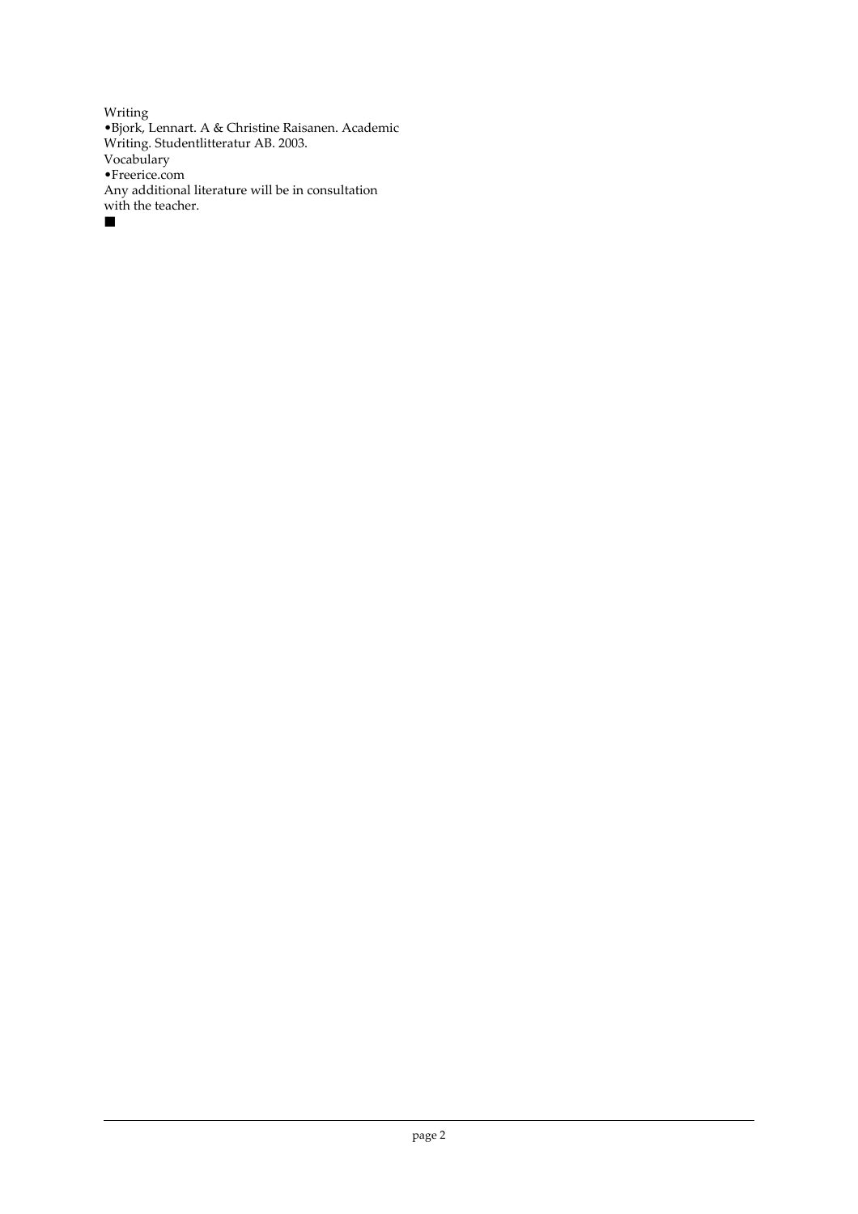Writing

- Bjork, Lennart. A & Christine Raisanen. Academic Writing. Studentlitteratur AB. 2003.

Vocabulary

- Freerice.com

Any additional literature will be in consultation with the teacher.

■